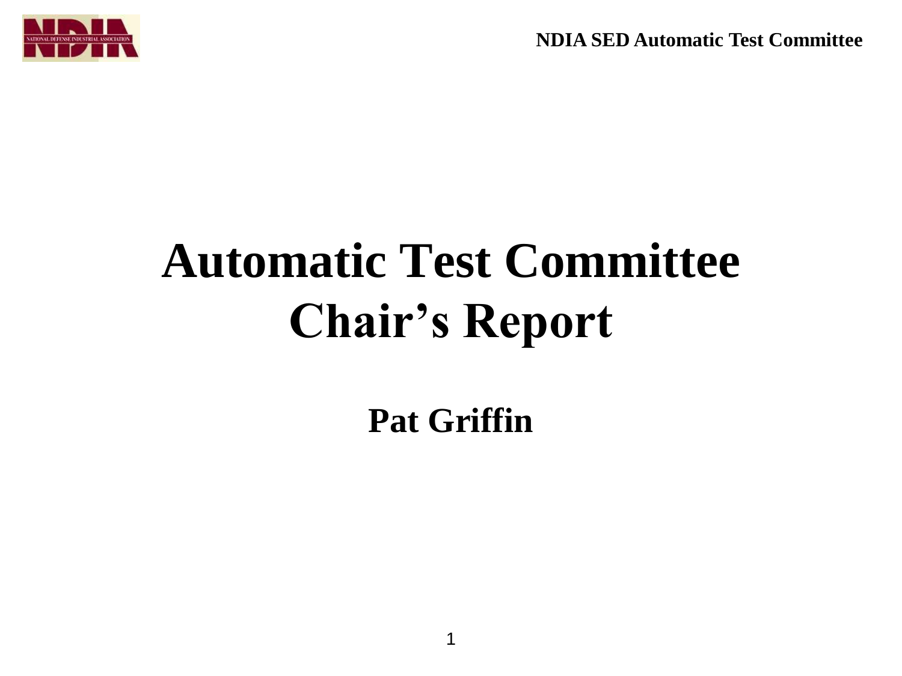# Automatic Test Committee Chair's Report

**Pat Griffin**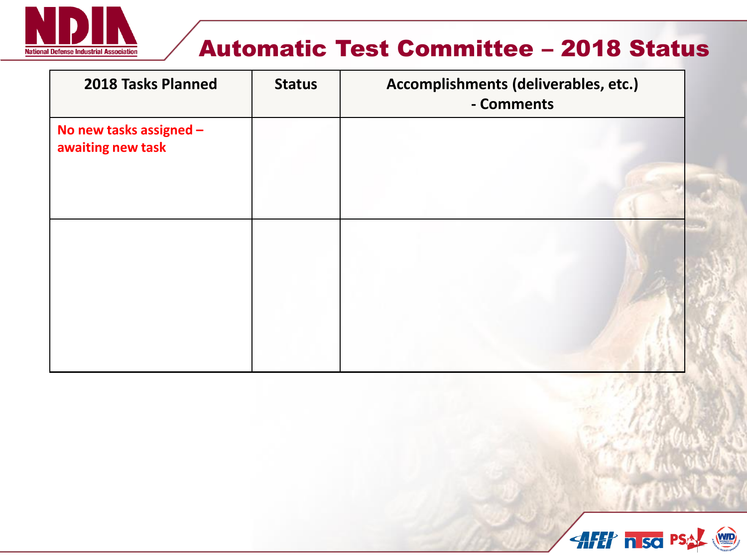# Automatic Test Committee – 2018 Status

| 2018 Tasks Planned | Status | Accomplishments (deliverables, etc.) - Comments |
|---|---|---|
| No new tasks assigned – awaiting new task | | |
| | | |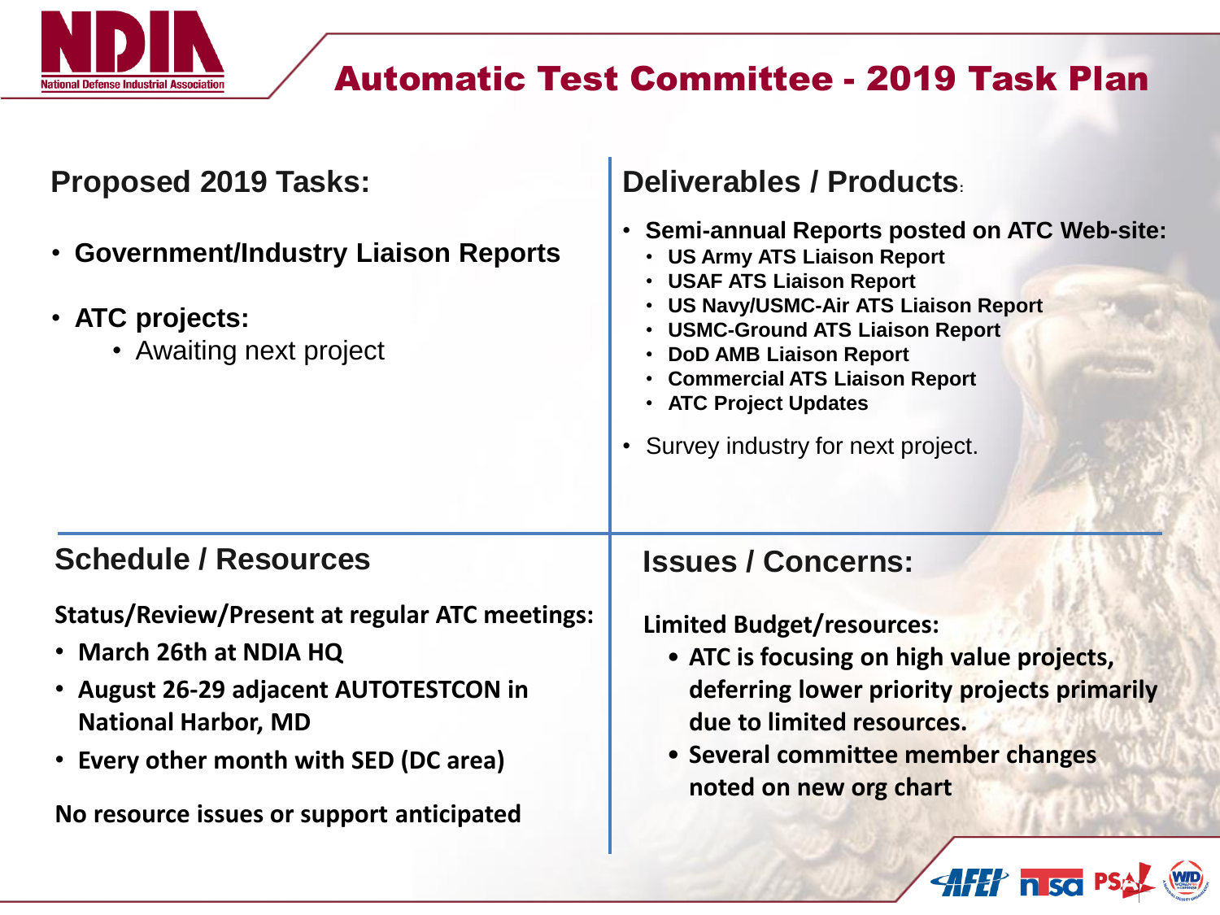# Automatic Test Committee - 2019 Task Plan

## Proposed 2019 Tasks:

- **Government/Industry Liaison Reports**
- **ATC projects:**
  - Awaiting next project

## Deliverables / Products:

- **Semi-annual Reports posted on ATC Web-site:**
  - **US Army ATS Liaison Report**
  - **USAF ATS Liaison Report**
  - **US Navy/USMC-Air ATS Liaison Report**
  - **USMC-Ground ATS Liaison Report**
  - **DoD AMB Liaison Report**
  - **Commercial ATS Liaison Report**
  - **ATC Project Updates**
- Survey industry for next project.

## Schedule / Resources

**Status/Review/Present at regular ATC meetings:**

- **March 26th at NDIA HQ**
- **August 26-29 adjacent AUTOTESTCON in National Harbor, MD**
- **Every other month with SED (DC area)**

**No resource issues or support anticipated**

## Issues / Concerns:

**Limited Budget/resources:**

- **ATC is focusing on high value projects, deferring lower priority projects primarily due to limited resources.**
- **Several committee member changes noted on new org chart**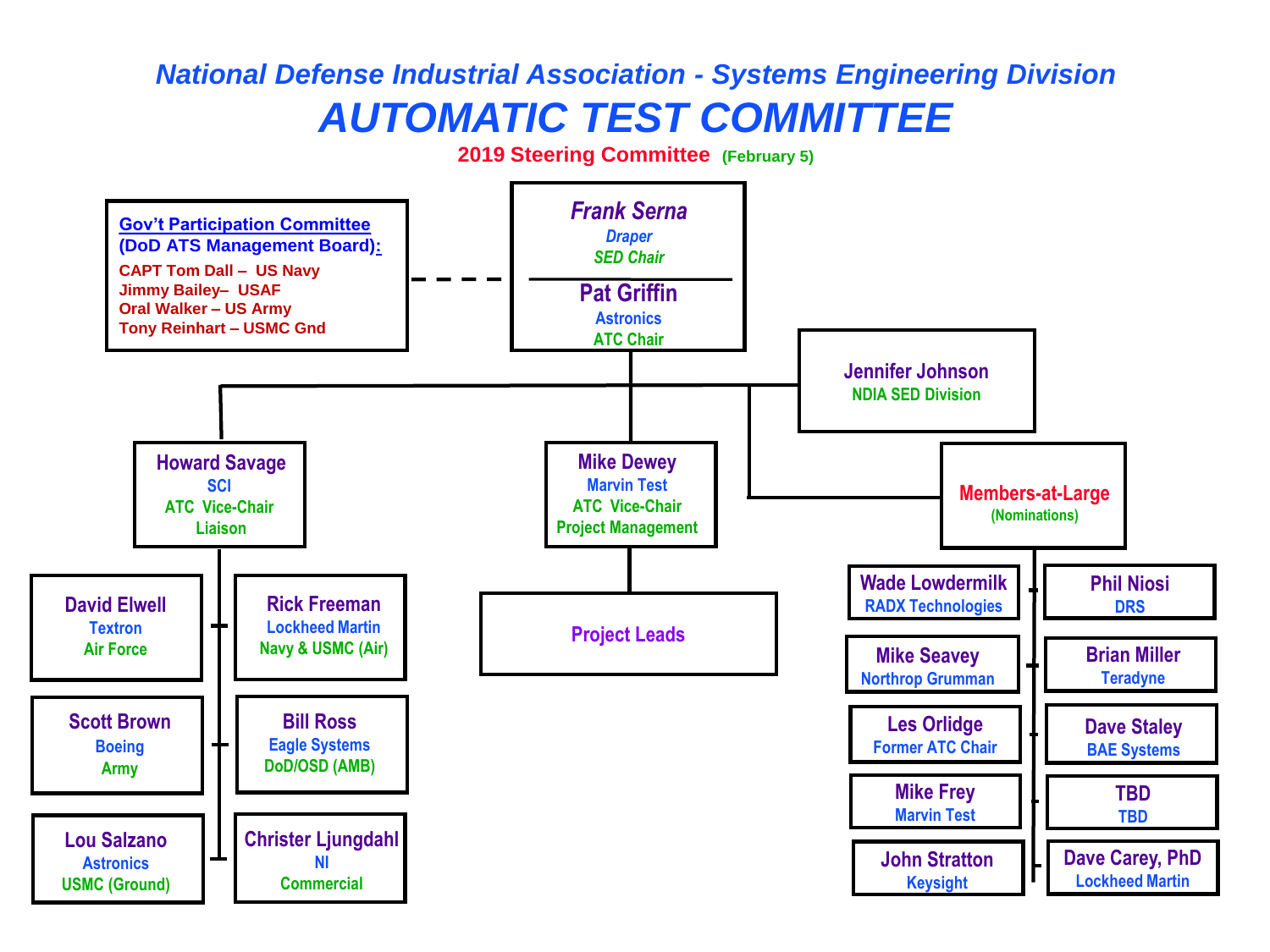*National Defense Industrial Association - Systems Engineering Division*

# *AUTOMATIC TEST COMMITTEE*

**2019 Steering Committee** **(February 5)**

**Gov't Participation Committee (DoD ATS Management Board):**

- **CAPT Tom Dall – US Navy**
- **Jimmy Bailey– USAF**
- **Oral Walker – US Army**
- **Tony Reinhart – USMC Gnd**

***Frank Serna***
*Draper*
*SED Chair*

**Pat Griffin**
Astronics
ATC Chair

**Jennifer Johnson**
NDIA SED Division

**Howard Savage**
SCI
ATC Vice-Chair
Liaison

**Mike Dewey**
Marvin Test
ATC Vice-Chair
Project Management

**Members-at-Large**
(Nominations)

**David Elwell**
Textron
Air Force

**Rick Freeman**
Lockheed Martin
Navy & USMC (Air)

**Scott Brown**
Boeing
Army

**Bill Ross**
Eagle Systems
DoD/OSD (AMB)

**Lou Salzano**
Astronics
USMC (Ground)

**Christer Ljungdahl**
NI
Commercial

**Project Leads**

**Wade Lowdermilk**
RADX Technologies

**Phil Niosi**
DRS

**Mike Seavey**
Northrop Grumman

**Brian Miller**
Teradyne

**Les Orlidge**
Former ATC Chair

**Dave Staley**
BAE Systems

**Mike Frey**
Marvin Test

**TBD**
TBD

**John Stratton**
Keysight

**Dave Carey, PhD**
Lockheed Martin